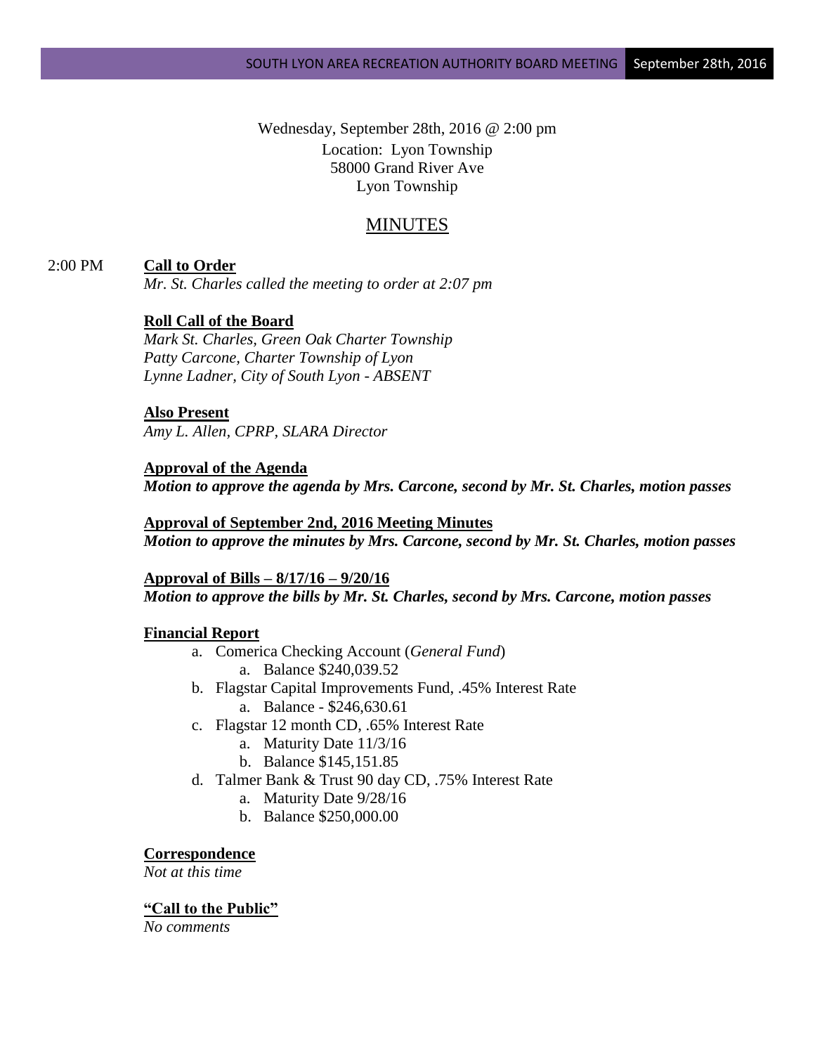Wednesday, September 28th, 2016 @ 2:00 pm
Location: Lyon Township
58000 Grand River Ave
Lyon Township

# MINUTES

2:00 PM **Call to Order**
*Mr. St. Charles called the meeting to order at 2:07 pm*

**Roll Call of the Board**
*Mark St. Charles, Green Oak Charter Township*
*Patty Carcone, Charter Township of Lyon*
*Lynne Ladner, City of South Lyon - ABSENT*

**Also Present**
*Amy L. Allen, CPRP, SLARA Director*

**Approval of the Agenda**
***Motion to approve the agenda by Mrs. Carcone, second by Mr. St. Charles, motion passes***

**Approval of September 2nd, 2016 Meeting Minutes**
***Motion to approve the minutes by Mrs. Carcone, second by Mr. St. Charles, motion passes***

**Approval of Bills – 8/17/16 – 9/20/16**
***Motion to approve the bills by Mr. St. Charles, second by Mrs. Carcone, motion passes***

**Financial Report**

a. Comerica Checking Account (*General Fund*)
    a. Balance $240,039.52
b. Flagstar Capital Improvements Fund, .45% Interest Rate
    a. Balance - $246,630.61
c. Flagstar 12 month CD, .65% Interest Rate
    a. Maturity Date 11/3/16
    b. Balance $145,151.85
d. Talmer Bank & Trust 90 day CD, .75% Interest Rate
    a. Maturity Date 9/28/16
    b. Balance $250,000.00

**Correspondence**
*Not at this time*

**"Call to the Public"**
*No comments*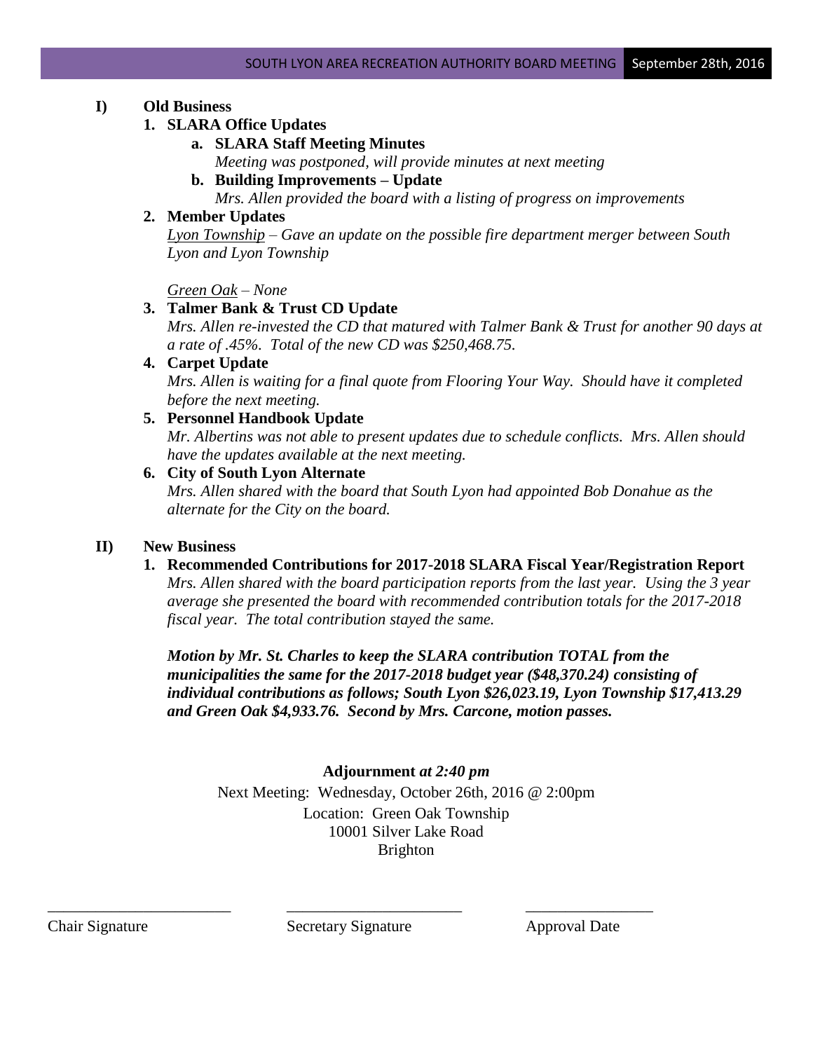## I) Old Business

1. **SLARA Office Updates**
   a. **SLARA Staff Meeting Minutes**
      *Meeting was postponed, will provide minutes at next meeting*
   b. **Building Improvements – Update**
      *Mrs. Allen provided the board with a listing of progress on improvements*

2. **Member Updates**
   <u>*Lyon Township*</u> *– Gave an update on the possible fire department merger between South Lyon and Lyon Township*

   <u>*Green Oak*</u> *– None*

3. **Talmer Bank & Trust CD Update**
   *Mrs. Allen re-invested the CD that matured with Talmer Bank & Trust for another 90 days at a rate of .45%. Total of the new CD was $250,468.75.*

4. **Carpet Update**
   *Mrs. Allen is waiting for a final quote from Flooring Your Way. Should have it completed before the next meeting.*

5. **Personnel Handbook Update**
   *Mr. Albertins was not able to present updates due to schedule conflicts. Mrs. Allen should have the updates available at the next meeting.*

6. **City of South Lyon Alternate**
   *Mrs. Allen shared with the board that South Lyon had appointed Bob Donahue as the alternate for the City on the board.*

## II) New Business

1. **Recommended Contributions for 2017-2018 SLARA Fiscal Year/Registration Report**
   *Mrs. Allen shared with the board participation reports from the last year. Using the 3 year average she presented the board with recommended contribution totals for the 2017-2018 fiscal year. The total contribution stayed the same.*

   ***Motion by Mr. St. Charles to keep the SLARA contribution TOTAL from the municipalities the same for the 2017-2018 budget year ($48,370.24) consisting of individual contributions as follows; South Lyon $26,023.19, Lyon Township $17,413.29 and Green Oak $4,933.76. Second by Mrs. Carcone, motion passes.***

**Adjournment** ***at 2:40 pm***

Next Meeting: Wednesday, October 26th, 2016 @ 2:00pm
Location: Green Oak Township
10001 Silver Lake Road
Brighton

______________________ ______________________ ________________

Chair Signature Secretary Signature Approval Date